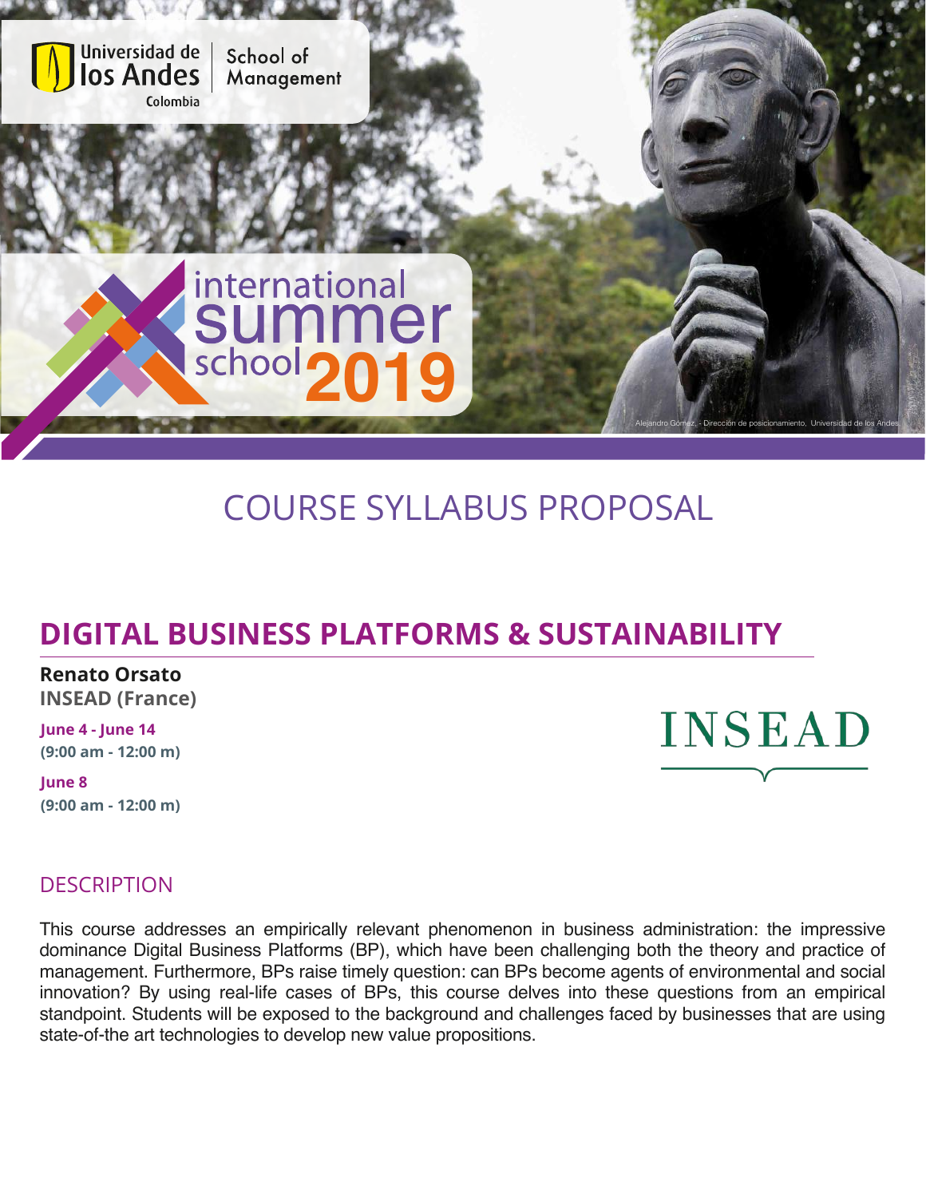Universidad de los Andes Colombia | School of Management

international summer school 2019

Alejandro Gómez, - Dirección de posicionamiento, Universidad de los Andes.

# COURSE SYLLABUS PROPOSAL

## DIGITAL BUSINESS PLATFORMS & SUSTAINABILITY

**Renato Orsato**
**INSEAD (France)**

**June 4 - June 14**
**(9:00 am - 12:00 m)**

**June 8**
**(9:00 am - 12:00 m)**

INSEAD

## DESCRIPTION

This course addresses an empirically relevant phenomenon in business administration: the impressive dominance Digital Business Platforms (BP), which have been challenging both the theory and practice of management. Furthermore, BPs raise timely question: can BPs become agents of environmental and social innovation? By using real-life cases of BPs, this course delves into these questions from an empirical standpoint. Students will be exposed to the background and challenges faced by businesses that are using state-of-the art technologies to develop new value propositions.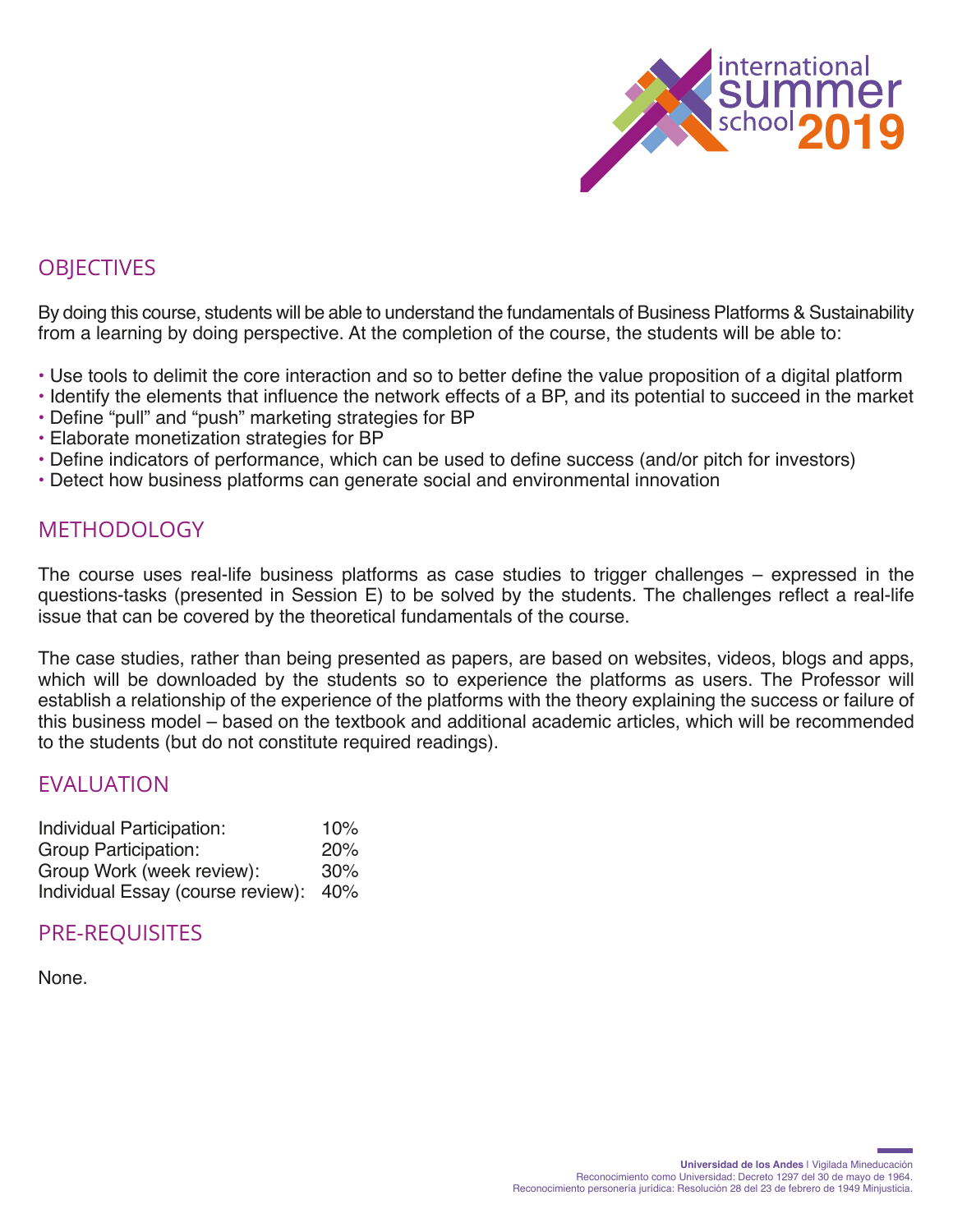## OBJECTIVES

By doing this course, students will be able to understand the fundamentals of Business Platforms & Sustainability from a learning by doing perspective. At the completion of the course, the students will be able to:

- Use tools to delimit the core interaction and so to better define the value proposition of a digital platform
- Identify the elements that influence the network effects of a BP, and its potential to succeed in the market
- Define "pull" and "push" marketing strategies for BP
- Elaborate monetization strategies for BP
- Define indicators of performance, which can be used to define success (and/or pitch for investors)
- Detect how business platforms can generate social and environmental innovation

## METHODOLOGY

The course uses real-life business platforms as case studies to trigger challenges – expressed in the questions-tasks (presented in Session E) to be solved by the students. The challenges reflect a real-life issue that can be covered by the theoretical fundamentals of the course.

The case studies, rather than being presented as papers, are based on websites, videos, blogs and apps, which will be downloaded by the students so to experience the platforms as users. The Professor will establish a relationship of the experience of the platforms with the theory explaining the success or failure of this business model – based on the textbook and additional academic articles, which will be recommended to the students (but do not constitute required readings).

## EVALUATION

| | |
|---|---|
| Individual Participation: | 10% |
| Group Participation: | 20% |
| Group Work (week review): | 30% |
| Individual Essay (course review): | 40% |

## PRE-REQUISITES

None.